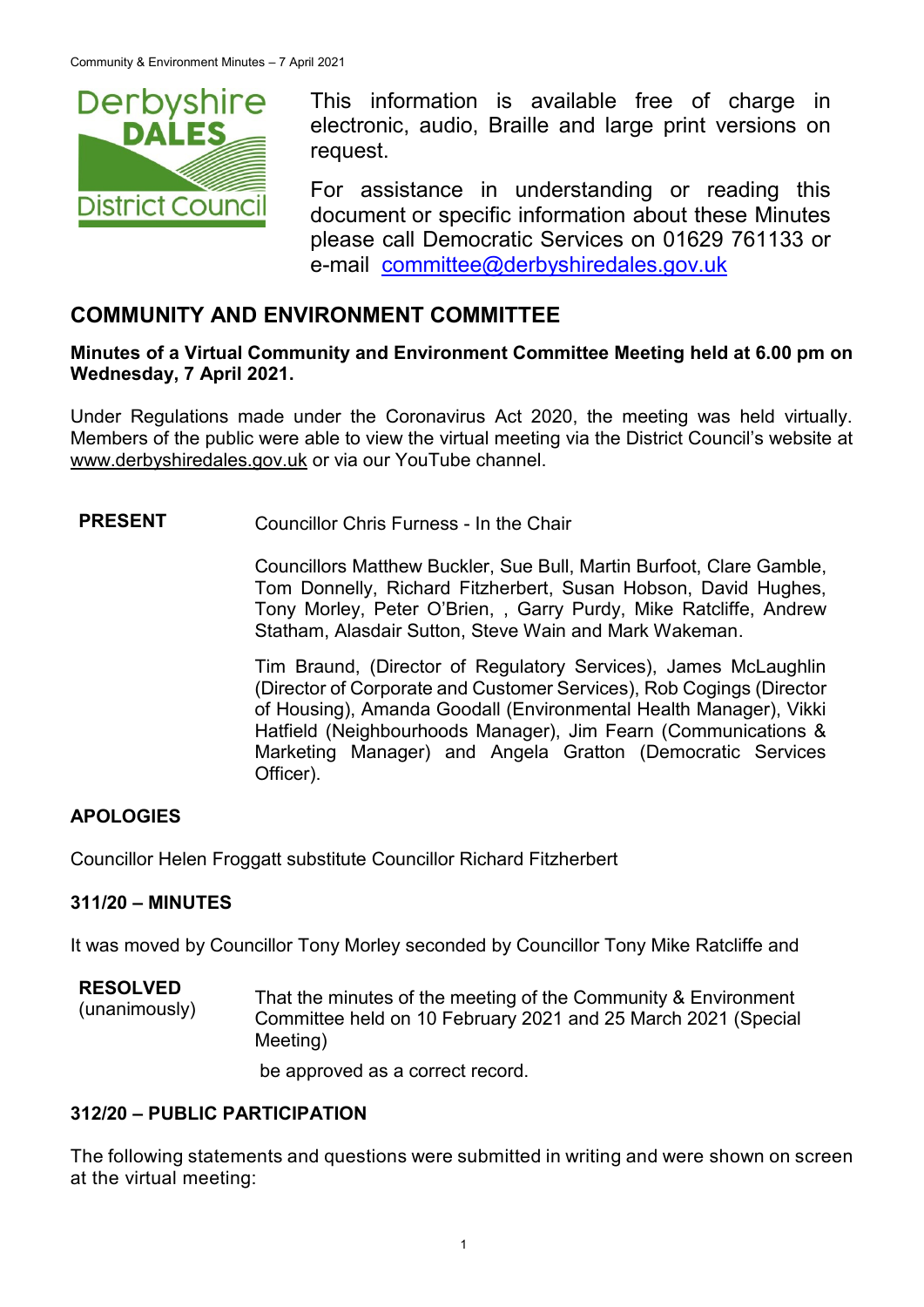This information is available free of charge in electronic, audio, Braille and large print versions on request.

For assistance in understanding or reading this document or specific information about these Minutes please call Democratic Services on 01629 761133 or e-mail committee@derbyshiredales.gov.uk

# COMMUNITY AND ENVIRONMENT COMMITTEE

**Minutes of a Virtual Community and Environment Committee Meeting held at 6.00 pm on Wednesday, 7 April 2021.**

Under Regulations made under the Coronavirus Act 2020, the meeting was held virtually. Members of the public were able to view the virtual meeting via the District Council's website at www.derbyshiredales.gov.uk or via our YouTube channel.

**PRESENT** Councillor Chris Furness - In the Chair

Councillors Matthew Buckler, Sue Bull, Martin Burfoot, Clare Gamble, Tom Donnelly, Richard Fitzherbert, Susan Hobson, David Hughes, Tony Morley, Peter O'Brien, , Garry Purdy, Mike Ratcliffe, Andrew Statham, Alasdair Sutton, Steve Wain and Mark Wakeman.

Tim Braund, (Director of Regulatory Services), James McLaughlin (Director of Corporate and Customer Services), Rob Cogings (Director of Housing), Amanda Goodall (Environmental Health Manager), Vikki Hatfield (Neighbourhoods Manager), Jim Fearn (Communications & Marketing Manager) and Angela Gratton (Democratic Services Officer).

## APOLOGIES

Councillor Helen Froggatt substitute Councillor Richard Fitzherbert

## 311/20 – MINUTES

It was moved by Councillor Tony Morley seconded by Councillor Tony Mike Ratcliffe and

**RESOLVED** (unanimously)

That the minutes of the meeting of the Community & Environment Committee held on 10 February 2021 and 25 March 2021 (Special Meeting)

be approved as a correct record.

## 312/20 – PUBLIC PARTICIPATION

The following statements and questions were submitted in writing and were shown on screen at the virtual meeting: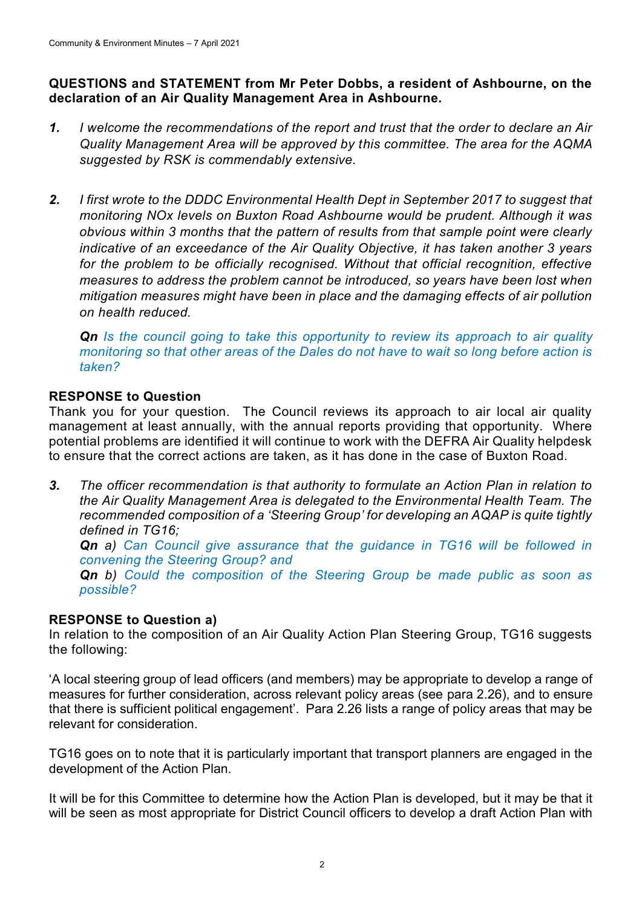**QUESTIONS and STATEMENT from Mr Peter Dobbs, a resident of Ashbourne, on the declaration of an Air Quality Management Area in Ashbourne.**

1. *I welcome the recommendations of the report and trust that the order to declare an Air Quality Management Area will be approved by this committee. The area for the AQMA suggested by RSK is commendably extensive.*

2. *I first wrote to the DDDC Environmental Health Dept in September 2017 to suggest that monitoring NOx levels on Buxton Road Ashbourne would be prudent. Although it was obvious within 3 months that the pattern of results from that sample point were clearly indicative of an exceedance of the Air Quality Objective, it has taken another 3 years for the problem to be officially recognised. Without that official recognition, effective measures to address the problem cannot be introduced, so years have been lost when mitigation measures might have been in place and the damaging effects of air pollution on health reduced.*

   ***Qn*** *Is the council going to take this opportunity to review its approach to air quality monitoring so that other areas of the Dales do not have to wait so long before action is taken?*

**RESPONSE to Question**

Thank you for your question. The Council reviews its approach to air local air quality management at least annually, with the annual reports providing that opportunity. Where potential problems are identified it will continue to work with the DEFRA Air Quality helpdesk to ensure that the correct actions are taken, as it has done in the case of Buxton Road.

3. *The officer recommendation is that authority to formulate an Action Plan in relation to the Air Quality Management Area is delegated to the Environmental Health Team. The recommended composition of a 'Steering Group' for developing an AQAP is quite tightly defined in TG16;*

   ***Qn*** *a) Can Council give assurance that the guidance in TG16 will be followed in convening the Steering Group? and*

   ***Qn*** *b) Could the composition of the Steering Group be made public as soon as possible?*

**RESPONSE to Question a)**

In relation to the composition of an Air Quality Action Plan Steering Group, TG16 suggests the following:

'A local steering group of lead officers (and members) may be appropriate to develop a range of measures for further consideration, across relevant policy areas (see para 2.26), and to ensure that there is sufficient political engagement'. Para 2.26 lists a range of policy areas that may be relevant for consideration.

TG16 goes on to note that it is particularly important that transport planners are engaged in the development of the Action Plan.

It will be for this Committee to determine how the Action Plan is developed, but it may be that it will be seen as most appropriate for District Council officers to develop a draft Action Plan with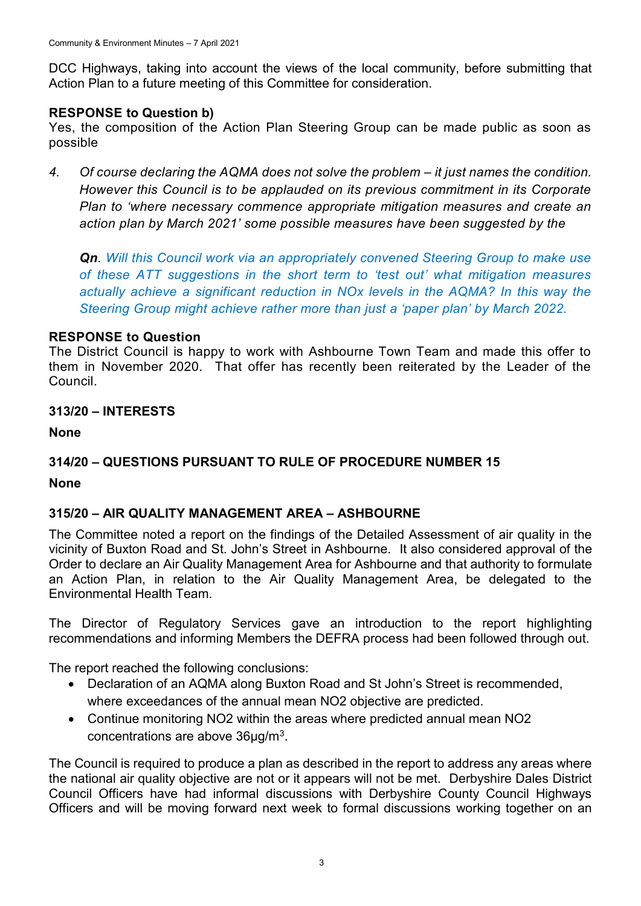DCC Highways, taking into account the views of the local community, before submitting that Action Plan to a future meeting of this Committee for consideration.

**RESPONSE to Question b)**
Yes, the composition of the Action Plan Steering Group can be made public as soon as possible

4. *Of course declaring the AQMA does not solve the problem – it just names the condition. However this Council is to be applauded on its previous commitment in its Corporate Plan to 'where necessary commence appropriate mitigation measures and create an action plan by March 2021' some possible measures have been suggested by the*

   ***Qn**. Will this Council work via an appropriately convened Steering Group to make use of these ATT suggestions in the short term to 'test out' what mitigation measures actually achieve a significant reduction in NOx levels in the AQMA? In this way the Steering Group might achieve rather more than just a 'paper plan' by March 2022.*

**RESPONSE to Question**
The District Council is happy to work with Ashbourne Town Team and made this offer to them in November 2020. That offer has recently been reiterated by the Leader of the Council.

## 313/20 – INTERESTS

**None**

## 314/20 – QUESTIONS PURSUANT TO RULE OF PROCEDURE NUMBER 15

**None**

## 315/20 – AIR QUALITY MANAGEMENT AREA – ASHBOURNE

The Committee noted a report on the findings of the Detailed Assessment of air quality in the vicinity of Buxton Road and St. John's Street in Ashbourne. It also considered approval of the Order to declare an Air Quality Management Area for Ashbourne and that authority to formulate an Action Plan, in relation to the Air Quality Management Area, be delegated to the Environmental Health Team.

The Director of Regulatory Services gave an introduction to the report highlighting recommendations and informing Members the DEFRA process had been followed through out.

The report reached the following conclusions:

- Declaration of an AQMA along Buxton Road and St John's Street is recommended, where exceedances of the annual mean $NO_2$ objective are predicted.
- Continue monitoring $NO_2$ within the areas where predicted annual mean $NO_2$ concentrations are above $36µg/m^3$.

The Council is required to produce a plan as described in the report to address any areas where the national air quality objective are not or it appears will not be met. Derbyshire Dales District Council Officers have had informal discussions with Derbyshire County Council Highways Officers and will be moving forward next week to formal discussions working together on an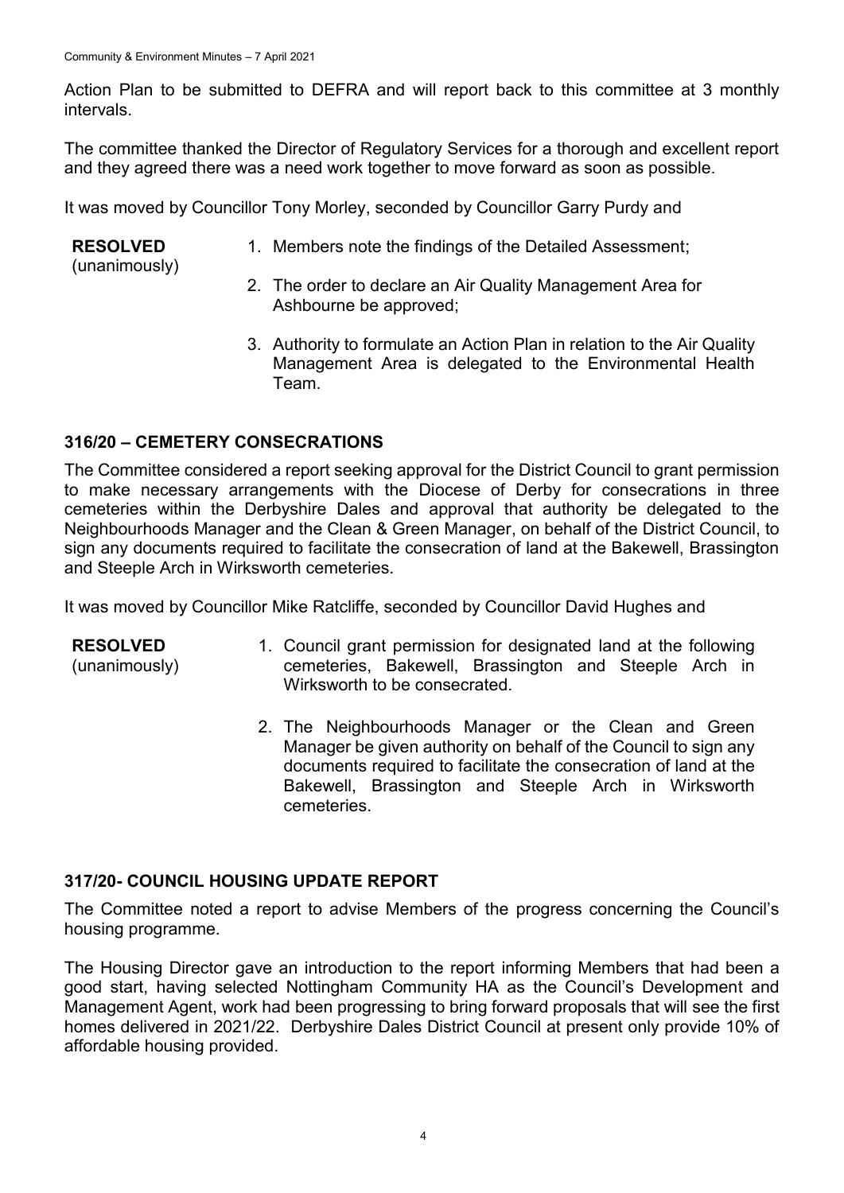Action Plan to be submitted to DEFRA and will report back to this committee at 3 monthly intervals.

The committee thanked the Director of Regulatory Services for a thorough and excellent report and they agreed there was a need work together to move forward as soon as possible.

It was moved by Councillor Tony Morley, seconded by Councillor Garry Purdy and

**RESOLVED** (unanimously)

1. Members note the findings of the Detailed Assessment;
2. The order to declare an Air Quality Management Area for Ashbourne be approved;
3. Authority to formulate an Action Plan in relation to the Air Quality Management Area is delegated to the Environmental Health Team.

## 316/20 – CEMETERY CONSECRATIONS

The Committee considered a report seeking approval for the District Council to grant permission to make necessary arrangements with the Diocese of Derby for consecrations in three cemeteries within the Derbyshire Dales and approval that authority be delegated to the Neighbourhoods Manager and the Clean & Green Manager, on behalf of the District Council, to sign any documents required to facilitate the consecration of land at the Bakewell, Brassington and Steeple Arch in Wirksworth cemeteries.

It was moved by Councillor Mike Ratcliffe, seconded by Councillor David Hughes and

**RESOLVED** (unanimously)

1. Council grant permission for designated land at the following cemeteries, Bakewell, Brassington and Steeple Arch in Wirksworth to be consecrated.
2. The Neighbourhoods Manager or the Clean and Green Manager be given authority on behalf of the Council to sign any documents required to facilitate the consecration of land at the Bakewell, Brassington and Steeple Arch in Wirksworth cemeteries.

## 317/20- COUNCIL HOUSING UPDATE REPORT

The Committee noted a report to advise Members of the progress concerning the Council's housing programme.

The Housing Director gave an introduction to the report informing Members that had been a good start, having selected Nottingham Community HA as the Council's Development and Management Agent, work had been progressing to bring forward proposals that will see the first homes delivered in 2021/22. Derbyshire Dales District Council at present only provide 10% of affordable housing provided.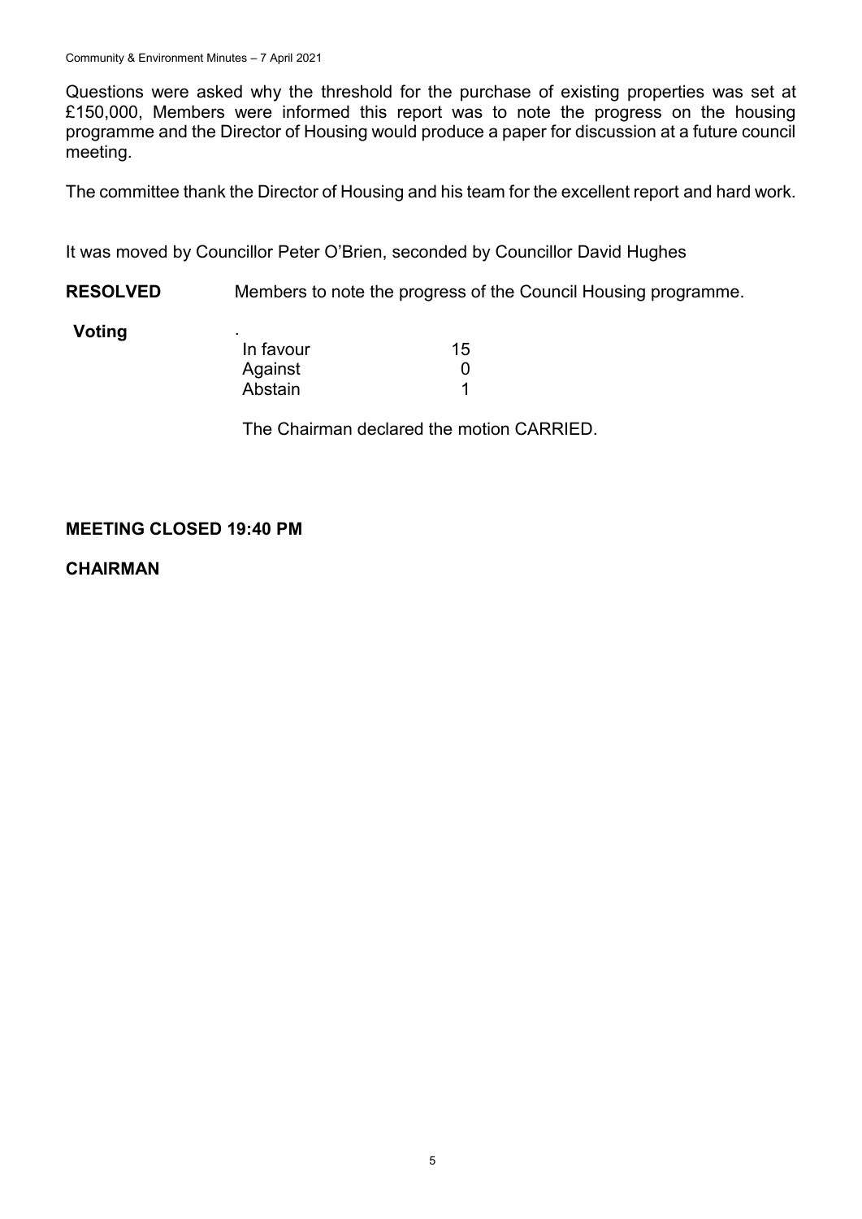Questions were asked why the threshold for the purchase of existing properties was set at £150,000, Members were informed this report was to note the progress on the housing programme and the Director of Housing would produce a paper for discussion at a future council meeting.

The committee thank the Director of Housing and his team for the excellent report and hard work.

It was moved by Councillor Peter O'Brien, seconded by Councillor David Hughes

**RESOLVED** Members to note the progress of the Council Housing programme.

**Voting**

| | |
|---|---|
| In favour | 15 |
| Against | 0 |
| Abstain | 1 |

The Chairman declared the motion CARRIED.

**MEETING CLOSED 19:40 PM**

**CHAIRMAN**